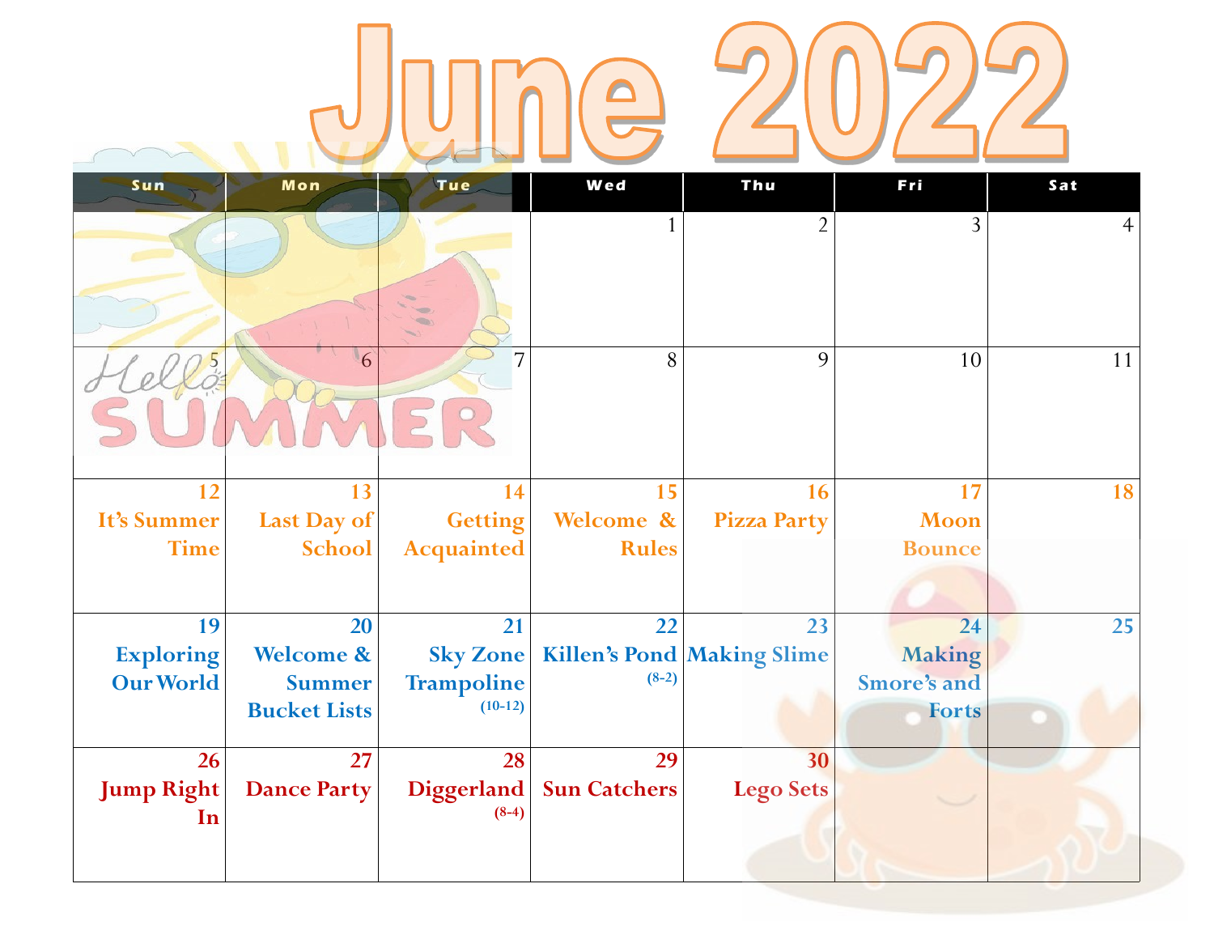# June 2022

| Sun | Mon | Tue | Wed | Thu | Fri | Sat |
|---|---|---|---|---|---|---|
| | | | 1 | 2 | 3 | 4 |
| 5 | 6 | 7 | 8 | 9 | 10 | 11 |
| 12 It's Summer Time | 13 Last Day of School | 14 Getting Acquainted | 15 Welcome & Rules | 16 Pizza Party | 17 Moon Bounce | 18 |
| 19 Exploring Our World | 20 Welcome & Summer Bucket Lists | 21 Sky Zone Trampoline (10-12) | 22 Killen's Pond (8-2) | 23 Making Slime | 24 Making Smore's and Forts | 25 |
| 26 Jump Right In | 27 Dance Party | 28 Diggerland (8-4) | 29 Sun Catchers | 30 Lego Sets | | |

Hello SUMMER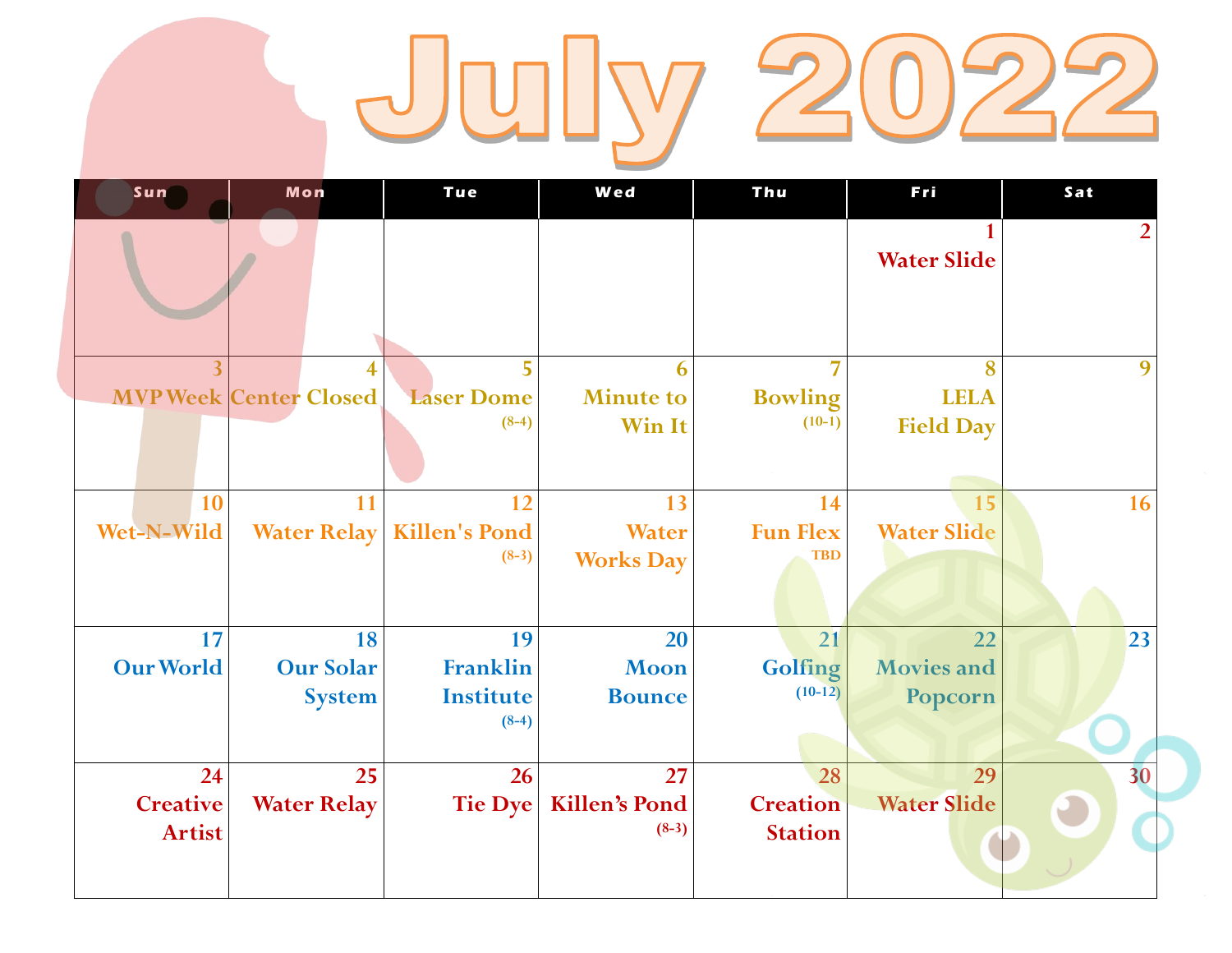# July 2022

| Sun | Mon | Tue | Wed | Thu | Fri | Sat |
|---|---|---|---|---|---|---|
| | | | | | 1 Water Slide | 2 |
| 3 MVP Week | 4 Center Closed | 5 Laser Dome (8-4) | 6 Minute to Win It | 7 Bowling (10-1) | 8 LELA Field Day | 9 |
| 10 Wet-N-Wild | 11 Water Relay | 12 Killen's Pond (8-3) | 13 Water Works Day | 14 Fun Flex TBD | 15 Water Slide | 16 |
| 17 Our World | 18 Our Solar System | 19 Franklin Institute (8-4) | 20 Moon Bounce | 21 Golfing (10-12) | 22 Movies and Popcorn | 23 |
| 24 Creative Artist | 25 Water Relay | 26 Tie Dye | 27 Killen's Pond (8-3) | 28 Creation Station | 29 Water Slide | 30 |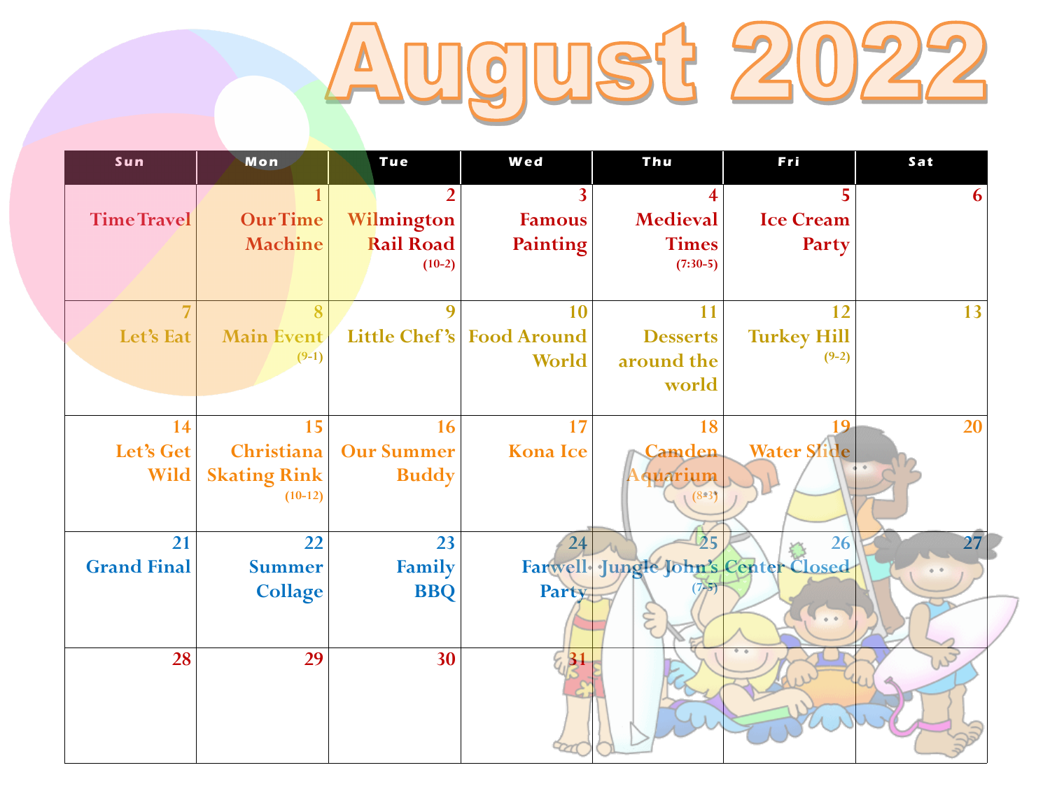# August 2022

| Sun | Mon | Tue | Wed | Thu | Fri | Sat |
|---|---|---|---|---|---|---|
| Time Travel | 1 Our Time Machine | 2 Wilmington Rail Road (10-2) | 3 Famous Painting | 4 Medieval Times (7:30-5) | 5 Ice Cream Party | 6 |
| 7 Let's Eat | 8 Main Event (9-1) | 9 Little Chef's | 10 Food Around World | 11 Desserts around the world | 12 Turkey Hill (9-2) | 13 |
| 14 Let's Get Wild | 15 Christiana Skating Rink (10-12) | 16 Our Summer Buddy | 17 Kona Ice | 18 Camden Aquarium (8-3) | 19 Water Slide | 20 |
| 21 Grand Final | 22 Summer Collage | 23 Family BBQ | 24 Farwell Party | 25 Jungle John's (7-5) | 26 Center Closed | 27 |
| 28 | 29 | 30 | 31 | | | |